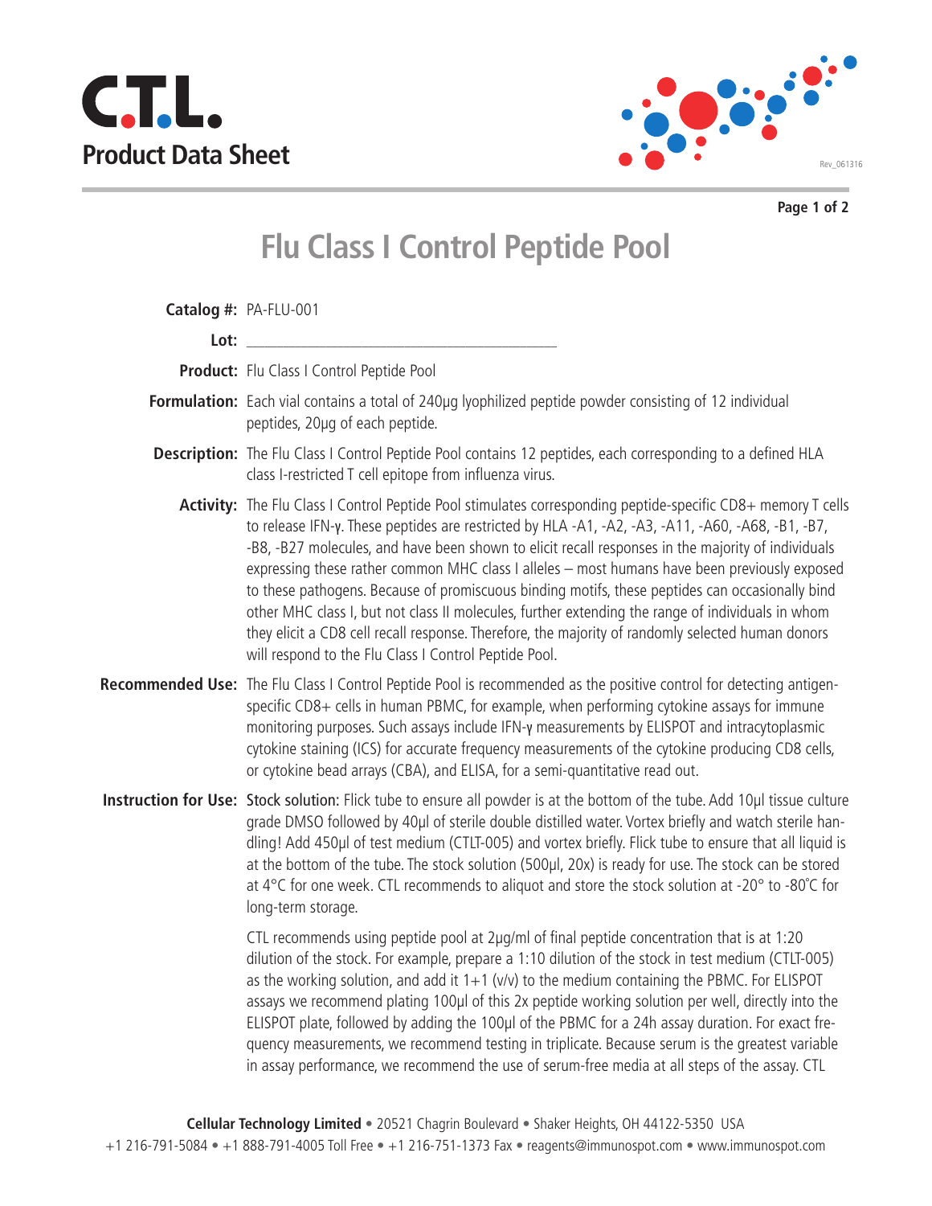# C.T.L.

## Product Data Sheet

Rev_061316

# Flu Class I Control Peptide Pool

**Catalog #:** PA-FLU-001

**Lot:** ___________________________________

**Product:** Flu Class I Control Peptide Pool

**Formulation:** Each vial contains a total of 240µg lyophilized peptide powder consisting of 12 individual peptides, 20µg of each peptide.

**Description:** The Flu Class I Control Peptide Pool contains 12 peptides, each corresponding to a defined HLA class I-restricted T cell epitope from influenza virus.

**Activity:** The Flu Class I Control Peptide Pool stimulates corresponding peptide-specific CD8+ memory T cells to release IFN-γ. These peptides are restricted by HLA -A1, -A2, -A3, -A11, -A60, -A68, -B1, -B7, -B8, -B27 molecules, and have been shown to elicit recall responses in the majority of individuals expressing these rather common MHC class I alleles – most humans have been previously exposed to these pathogens. Because of promiscuous binding motifs, these peptides can occasionally bind other MHC class I, but not class II molecules, further extending the range of individuals in whom they elicit a CD8 cell recall response. Therefore, the majority of randomly selected human donors will respond to the Flu Class I Control Peptide Pool.

**Recommended Use:** The Flu Class I Control Peptide Pool is recommended as the positive control for detecting antigen-specific CD8+ cells in human PBMC, for example, when performing cytokine assays for immune monitoring purposes. Such assays include IFN-γ measurements by ELISPOT and intracytoplasmic cytokine staining (ICS) for accurate frequency measurements of the cytokine producing CD8 cells, or cytokine bead arrays (CBA), and ELISA, for a semi-quantitative read out.

**Instruction for Use:** Stock solution: Flick tube to ensure all powder is at the bottom of the tube. Add 10µl tissue culture grade DMSO followed by 40µl of sterile double distilled water. Vortex briefly and watch sterile handling! Add 450µl of test medium (CTLT-005) and vortex briefly. Flick tube to ensure that all liquid is at the bottom of the tube. The stock solution (500µl, 20x) is ready for use. The stock can be stored at 4°C for one week. CTL recommends to aliquot and store the stock solution at -20° to -80˚C for long-term storage.

CTL recommends using peptide pool at 2µg/ml of final peptide concentration that is at 1:20 dilution of the stock. For example, prepare a 1:10 dilution of the stock in test medium (CTLT-005) as the working solution, and add it 1+1 (v/v) to the medium containing the PBMC. For ELISPOT assays we recommend plating 100µl of this 2x peptide working solution per well, directly into the ELISPOT plate, followed by adding the 100µl of the PBMC for a 24h assay duration. For exact frequency measurements, we recommend testing in triplicate. Because serum is the greatest variable in assay performance, we recommend the use of serum-free media at all steps of the assay. CTL

**Cellular Technology Limited** • 20521 Chagrin Boulevard • Shaker Heights, OH 44122-5350 USA
+1 216-791-5084 • +1 888-791-4005 Toll Free • +1 216-751-1373 Fax • reagents@immunospot.com • www.immunospot.com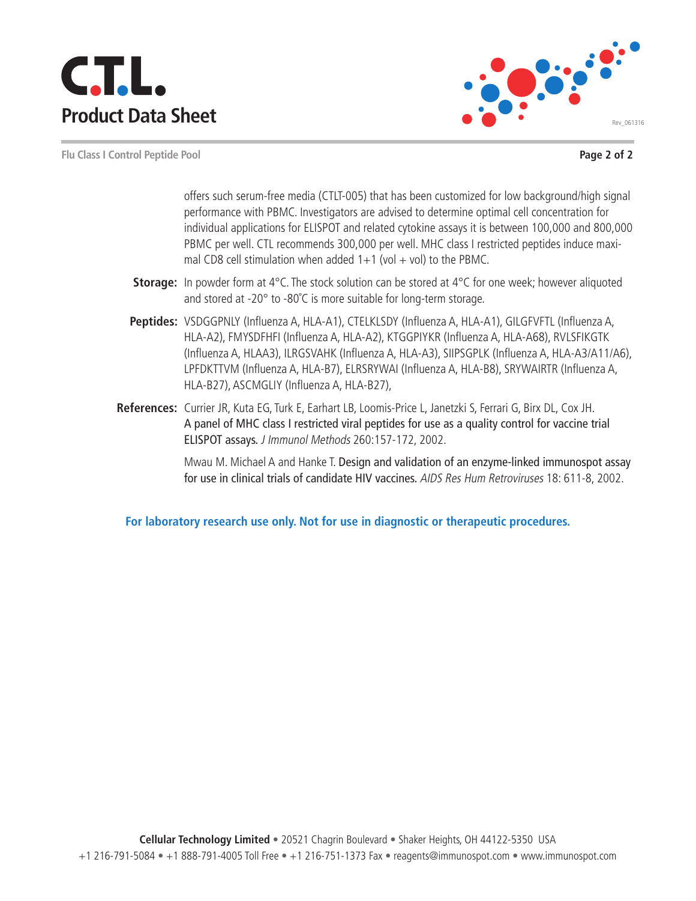offers such serum-free media (CTLT-005) that has been customized for low background/high signal performance with PBMC. Investigators are advised to determine optimal cell concentration for individual applications for ELISPOT and related cytokine assays it is between 100,000 and 800,000 PBMC per well. CTL recommends 300,000 per well. MHC class I restricted peptides induce maximal CD8 cell stimulation when added 1+1 (vol + vol) to the PBMC.

**Storage:** In powder form at 4°C. The stock solution can be stored at 4°C for one week; however aliquoted and stored at -20° to -80˚C is more suitable for long-term storage.

**Peptides:** VSDGGPNLY (Influenza A, HLA-A1), CTELKLSDY (Influenza A, HLA-A1), GILGFVFTL (Influenza A, HLA-A2), FMYSDFHFI (Influenza A, HLA-A2), KTGGPIYKR (Influenza A, HLA-A68), RVLSFIKGTK (Influenza A, HLAA3), ILRGSVAHK (Influenza A, HLA-A3), SIIPSGPLK (Influenza A, HLA-A3/A11/A6), LPFDKTTVM (Influenza A, HLA-B7), ELRSRYWAI (Influenza A, HLA-B8), SRYWAIRTR (Influenza A, HLA-B27), ASCMGLIY (Influenza A, HLA-B27),

**References:** Currier JR, Kuta EG, Turk E, Earhart LB, Loomis-Price L, Janetzki S, Ferrari G, Birx DL, Cox JH. A panel of MHC class I restricted viral peptides for use as a quality control for vaccine trial ELISPOT assays. *J Immunol Methods* 260:157-172, 2002.

Mwau M. Michael A and Hanke T. Design and validation of an enzyme-linked immunospot assay for use in clinical trials of candidate HIV vaccines. *AIDS Res Hum Retroviruses* 18: 611-8, 2002.

**For laboratory research use only. Not for use in diagnostic or therapeutic procedures.**

**Cellular Technology Limited** • 20521 Chagrin Boulevard • Shaker Heights, OH 44122-5350 USA
+1 216-791-5084 • +1 888-791-4005 Toll Free • +1 216-751-1373 Fax • reagents@immunospot.com • www.immunospot.com